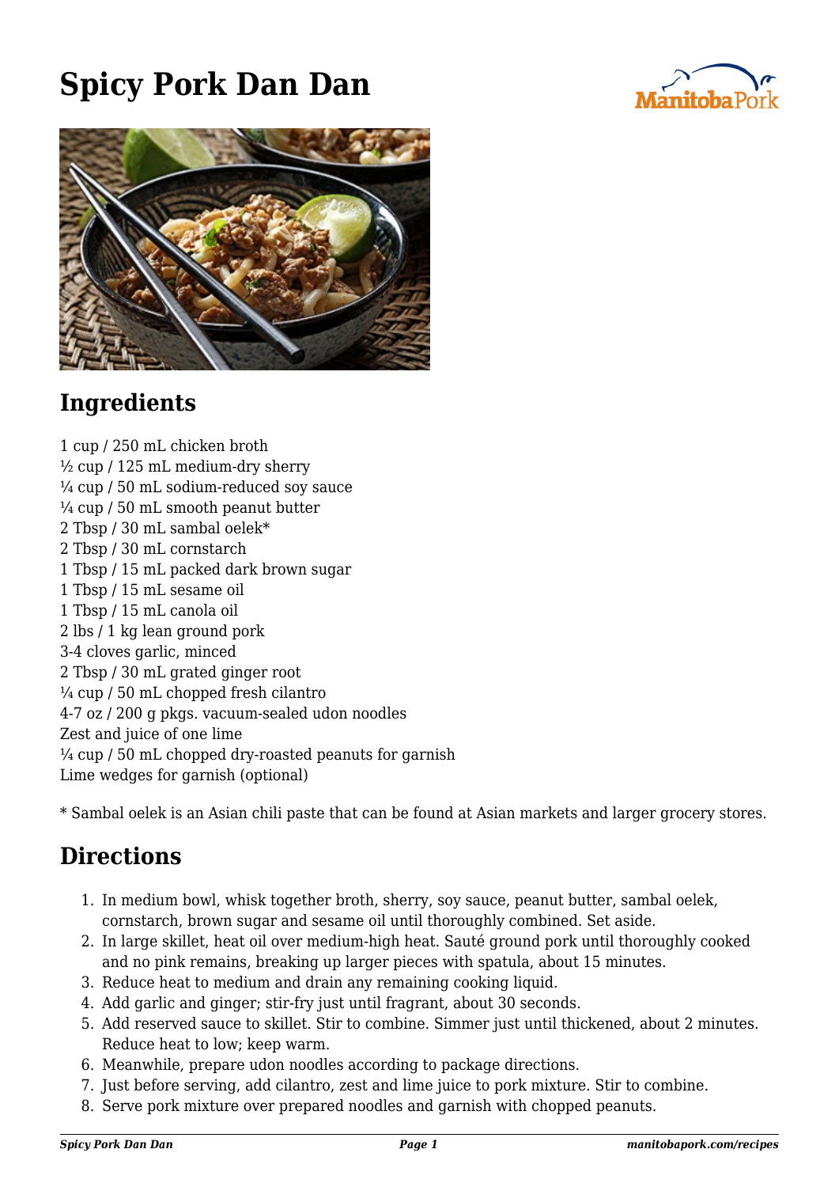# Spicy Pork Dan Dan

## Ingredients

1 cup / 250 mL chicken broth
½ cup / 125 mL medium-dry sherry
¼ cup / 50 mL sodium-reduced soy sauce
¼ cup / 50 mL smooth peanut butter
2 Tbsp / 30 mL sambal oelek*
2 Tbsp / 30 mL cornstarch
1 Tbsp / 15 mL packed dark brown sugar
1 Tbsp / 15 mL sesame oil
1 Tbsp / 15 mL canola oil
2 lbs / 1 kg lean ground pork
3-4 cloves garlic, minced
2 Tbsp / 30 mL grated ginger root
¼ cup / 50 mL chopped fresh cilantro
4-7 oz / 200 g pkgs. vacuum-sealed udon noodles
Zest and juice of one lime
¼ cup / 50 mL chopped dry-roasted peanuts for garnish
Lime wedges for garnish (optional)

* Sambal oelek is an Asian chili paste that can be found at Asian markets and larger grocery stores.

## Directions

1. In medium bowl, whisk together broth, sherry, soy sauce, peanut butter, sambal oelek, cornstarch, brown sugar and sesame oil until thoroughly combined. Set aside.
2. In large skillet, heat oil over medium-high heat. Sauté ground pork until thoroughly cooked and no pink remains, breaking up larger pieces with spatula, about 15 minutes.
3. Reduce heat to medium and drain any remaining cooking liquid.
4. Add garlic and ginger; stir-fry just until fragrant, about 30 seconds.
5. Add reserved sauce to skillet. Stir to combine. Simmer just until thickened, about 2 minutes. Reduce heat to low; keep warm.
6. Meanwhile, prepare udon noodles according to package directions.
7. Just before serving, add cilantro, zest and lime juice to pork mixture. Stir to combine.
8. Serve pork mixture over prepared noodles and garnish with chopped peanuts.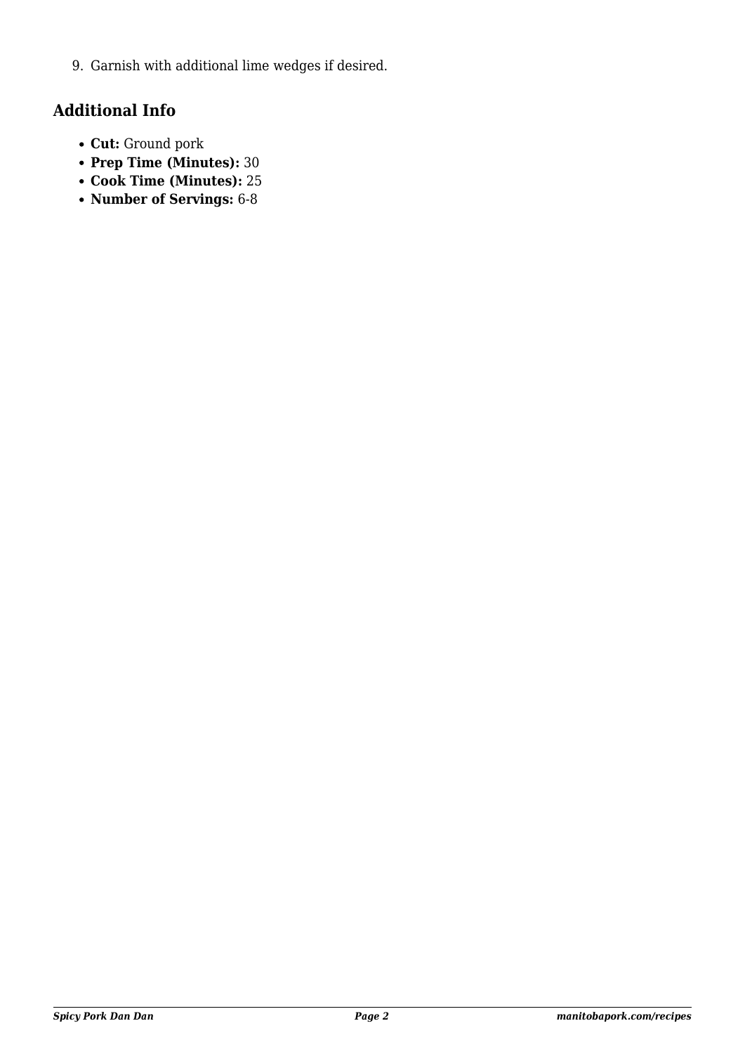9. Garnish with additional lime wedges if desired.

## Additional Info

- **Cut:** Ground pork
- **Prep Time (Minutes):** 30
- **Cook Time (Minutes):** 25
- **Number of Servings:** 6-8